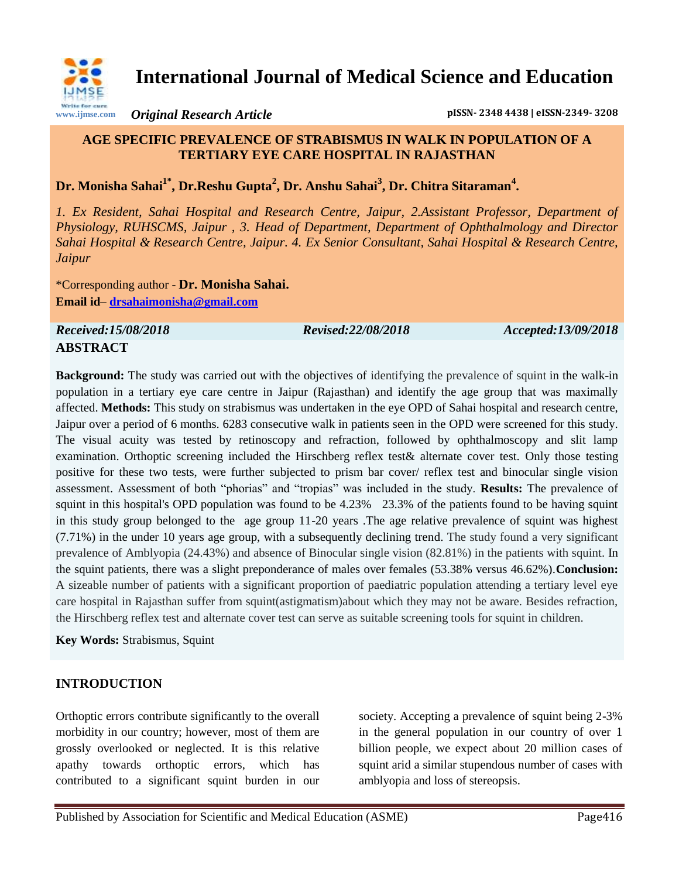# International Journal of Medical Science and Education

*Original Research Article*

pISSN- 2348 4438 | eISSN-2349- 3208

## AGE SPECIFIC PREVALENCE OF STRABISMUS IN WALK IN POPULATION OF A TERTIARY EYE CARE HOSPITAL IN RAJASTHAN

**Dr. Monisha Sahai[1*], Dr.Reshu Gupta[2], Dr. Anshu Sahai[3], Dr. Chitra Sitaraman[4].**

*1. Ex Resident, Sahai Hospital and Research Centre, Jaipur, 2.Assistant Professor, Department of Physiology, RUHSCMS, Jaipur , 3. Head of Department, Department of Ophthalmology and Director Sahai Hospital & Research Centre, Jaipur. 4. Ex Senior Consultant, Sahai Hospital & Research Centre, Jaipur*

*Corresponding author - **Dr. Monisha Sahai.**
**Email id– drsahaimonisha@gmail.com**

*Received:15/08/2018* *Revised:22/08/2018* *Accepted:13/09/2018*

## ABSTRACT

**Background:** The study was carried out with the objectives of identifying the prevalence of squint in the walk-in population in a tertiary eye care centre in Jaipur (Rajasthan) and identify the age group that was maximally affected. **Methods:** This study on strabismus was undertaken in the eye OPD of Sahai hospital and research centre, Jaipur over a period of 6 months. 6283 consecutive walk in patients seen in the OPD were screened for this study. The visual acuity was tested by retinoscopy and refraction, followed by ophthalmoscopy and slit lamp examination. Orthoptic screening included the Hirschberg reflex test& alternate cover test. Only those testing positive for these two tests, were further subjected to prism bar cover/ reflex test and binocular single vision assessment. Assessment of both "phorias" and "tropias" was included in the study. **Results:** The prevalence of squint in this hospital's OPD population was found to be 4.23% 23.3% of the patients found to be having squint in this study group belonged to the age group 11-20 years .The age relative prevalence of squint was highest (7.71%) in the under 10 years age group, with a subsequently declining trend. The study found a very significant prevalence of Amblyopia (24.43%) and absence of Binocular single vision (82.81%) in the patients with squint. In the squint patients, there was a slight preponderance of males over females (53.38% versus 46.62%).**Conclusion:** A sizeable number of patients with a significant proportion of paediatric population attending a tertiary level eye care hospital in Rajasthan suffer from squint(astigmatism)about which they may not be aware. Besides refraction, the Hirschberg reflex test and alternate cover test can serve as suitable screening tools for squint in children.

**Key Words:** Strabismus, Squint

## INTRODUCTION

Orthoptic errors contribute significantly to the overall morbidity in our country; however, most of them are grossly overlooked or neglected. It is this relative apathy towards orthoptic errors, which has contributed to a significant squint burden in our society. Accepting a prevalence of squint being 2-3% in the general population in our country of over 1 billion people, we expect about 20 million cases of squint arid a similar stupendous number of cases with amblyopia and loss of stereopsis.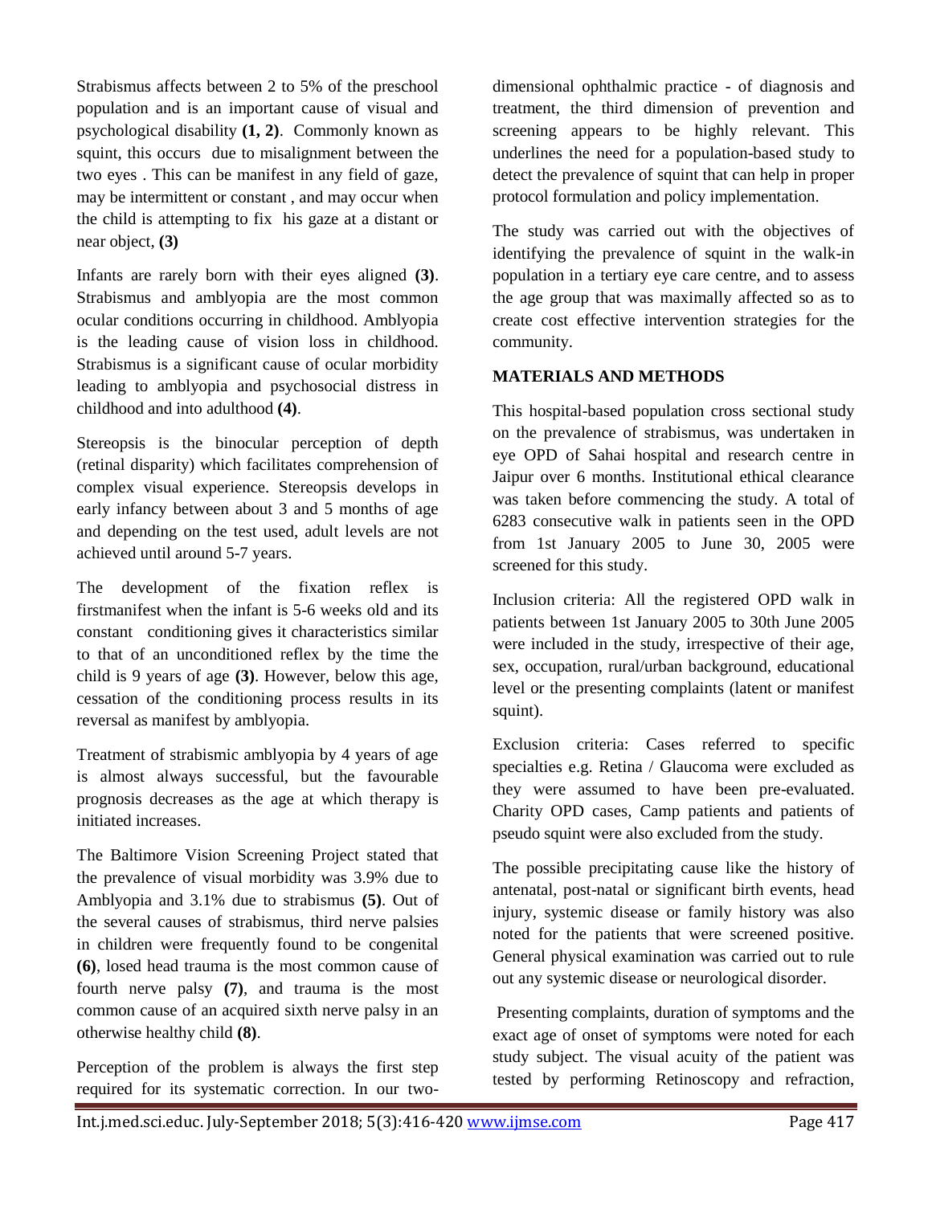Strabismus affects between 2 to 5% of the preschool population and is an important cause of visual and psychological disability **(1, 2)**. Commonly known as squint, this occurs due to misalignment between the two eyes . This can be manifest in any field of gaze, may be intermittent or constant , and may occur when the child is attempting to fix his gaze at a distant or near object, **(3)**

Infants are rarely born with their eyes aligned **(3)**. Strabismus and amblyopia are the most common ocular conditions occurring in childhood. Amblyopia is the leading cause of vision loss in childhood. Strabismus is a significant cause of ocular morbidity leading to amblyopia and psychosocial distress in childhood and into adulthood **(4)**.

Stereopsis is the binocular perception of depth (retinal disparity) which facilitates comprehension of complex visual experience. Stereopsis develops in early infancy between about 3 and 5 months of age and depending on the test used, adult levels are not achieved until around 5-7 years.

The development of the fixation reflex is firstmanifest when the infant is 5-6 weeks old and its constant conditioning gives it characteristics similar to that of an unconditioned reflex by the time the child is 9 years of age **(3)**. However, below this age, cessation of the conditioning process results in its reversal as manifest by amblyopia.

Treatment of strabismic amblyopia by 4 years of age is almost always successful, but the favourable prognosis decreases as the age at which therapy is initiated increases.

The Baltimore Vision Screening Project stated that the prevalence of visual morbidity was 3.9% due to Amblyopia and 3.1% due to strabismus **(5)**. Out of the several causes of strabismus, third nerve palsies in children were frequently found to be congenital **(6)**, losed head trauma is the most common cause of fourth nerve palsy **(7)**, and trauma is the most common cause of an acquired sixth nerve palsy in an otherwise healthy child **(8)**.

Perception of the problem is always the first step required for its systematic correction. In our two-dimensional ophthalmic practice - of diagnosis and treatment, the third dimension of prevention and screening appears to be highly relevant. This underlines the need for a population-based study to detect the prevalence of squint that can help in proper protocol formulation and policy implementation.

The study was carried out with the objectives of identifying the prevalence of squint in the walk-in population in a tertiary eye care centre, and to assess the age group that was maximally affected so as to create cost effective intervention strategies for the community.

## MATERIALS AND METHODS

This hospital-based population cross sectional study on the prevalence of strabismus, was undertaken in eye OPD of Sahai hospital and research centre in Jaipur over 6 months. Institutional ethical clearance was taken before commencing the study. A total of 6283 consecutive walk in patients seen in the OPD from 1st January 2005 to June 30, 2005 were screened for this study.

Inclusion criteria: All the registered OPD walk in patients between 1st January 2005 to 30th June 2005 were included in the study, irrespective of their age, sex, occupation, rural/urban background, educational level or the presenting complaints (latent or manifest squint).

Exclusion criteria: Cases referred to specific specialties e.g. Retina / Glaucoma were excluded as they were assumed to have been pre-evaluated. Charity OPD cases, Camp patients and patients of pseudo squint were also excluded from the study.

The possible precipitating cause like the history of antenatal, post-natal or significant birth events, head injury, systemic disease or family history was also noted for the patients that were screened positive. General physical examination was carried out to rule out any systemic disease or neurological disorder.

Presenting complaints, duration of symptoms and the exact age of onset of symptoms were noted for each study subject. The visual acuity of the patient was tested by performing Retinoscopy and refraction,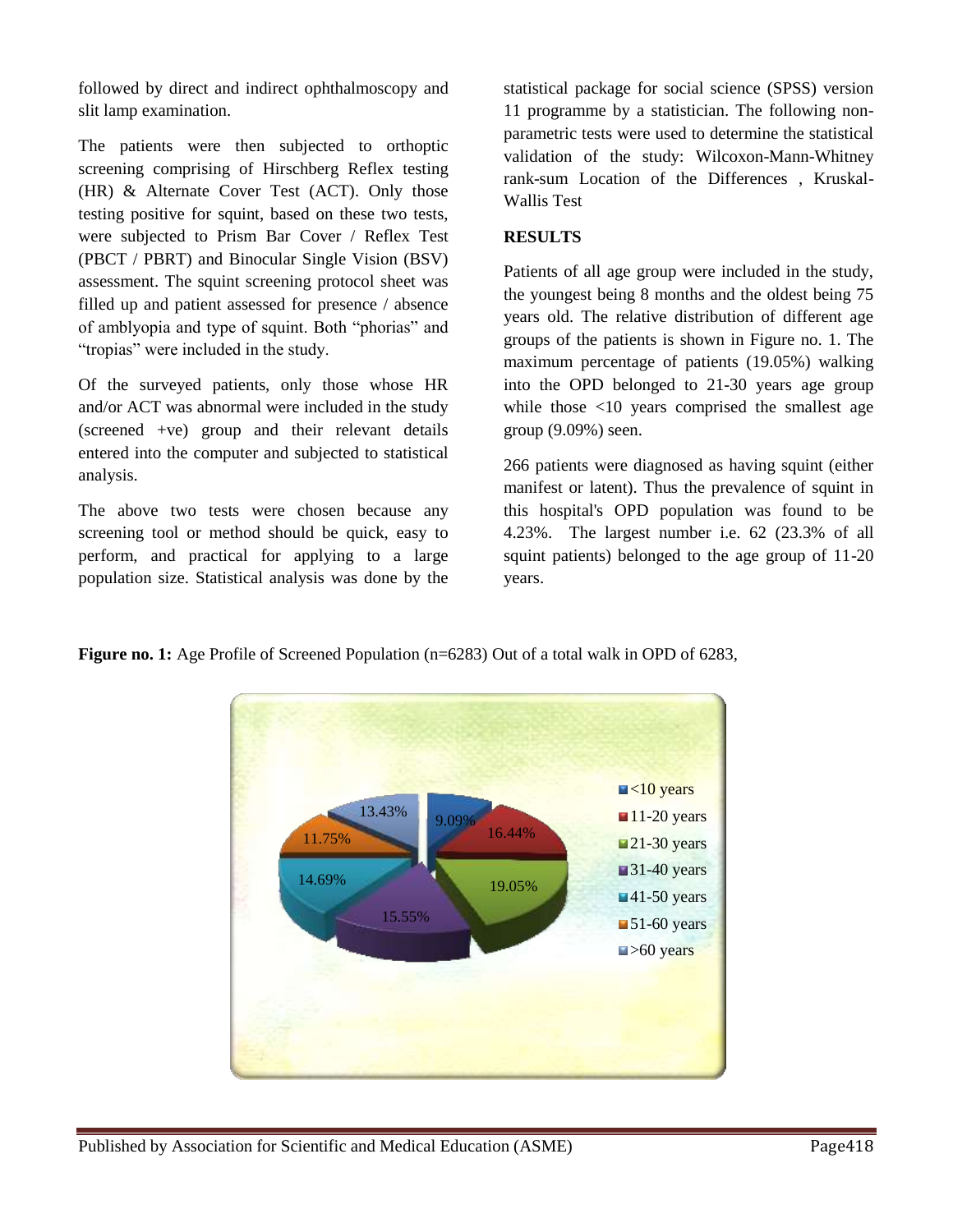followed by direct and indirect ophthalmoscopy and slit lamp examination.

The patients were then subjected to orthoptic screening comprising of Hirschberg Reflex testing (HR) & Alternate Cover Test (ACT). Only those testing positive for squint, based on these two tests, were subjected to Prism Bar Cover / Reflex Test (PBCT / PBRT) and Binocular Single Vision (BSV) assessment. The squint screening protocol sheet was filled up and patient assessed for presence / absence of amblyopia and type of squint. Both "phorias" and "tropias" were included in the study.

Of the surveyed patients, only those whose HR and/or ACT was abnormal were included in the study (screened +ve) group and their relevant details entered into the computer and subjected to statistical analysis.

The above two tests were chosen because any screening tool or method should be quick, easy to perform, and practical for applying to a large population size. Statistical analysis was done by the statistical package for social science (SPSS) version 11 programme by a statistician. The following non-parametric tests were used to determine the statistical validation of the study: Wilcoxon-Mann-Whitney rank-sum Location of the Differences , Kruskal-Wallis Test

## RESULTS

Patients of all age group were included in the study, the youngest being 8 months and the oldest being 75 years old. The relative distribution of different age groups of the patients is shown in Figure no. 1. The maximum percentage of patients (19.05%) walking into the OPD belonged to 21-30 years age group while those <10 years comprised the smallest age group (9.09%) seen.

266 patients were diagnosed as having squint (either manifest or latent). Thus the prevalence of squint in this hospital's OPD population was found to be 4.23%. The largest number i.e. 62 (23.3% of all squint patients) belonged to the age group of 11-20 years.

**Figure no. 1:** Age Profile of Screened Population (n=6283) Out of a total walk in OPD of 6283,

| Age group | Percentage |
|---|---|
| <10 years | 9.09% |
| 11-20 years | 16.44% |
| 21-30 years | 19.05% |
| 31-40 years | 15.55% |
| 41-50 years | 14.69% |
| 51-60 years | 11.75% |
| >60 years | 13.43% |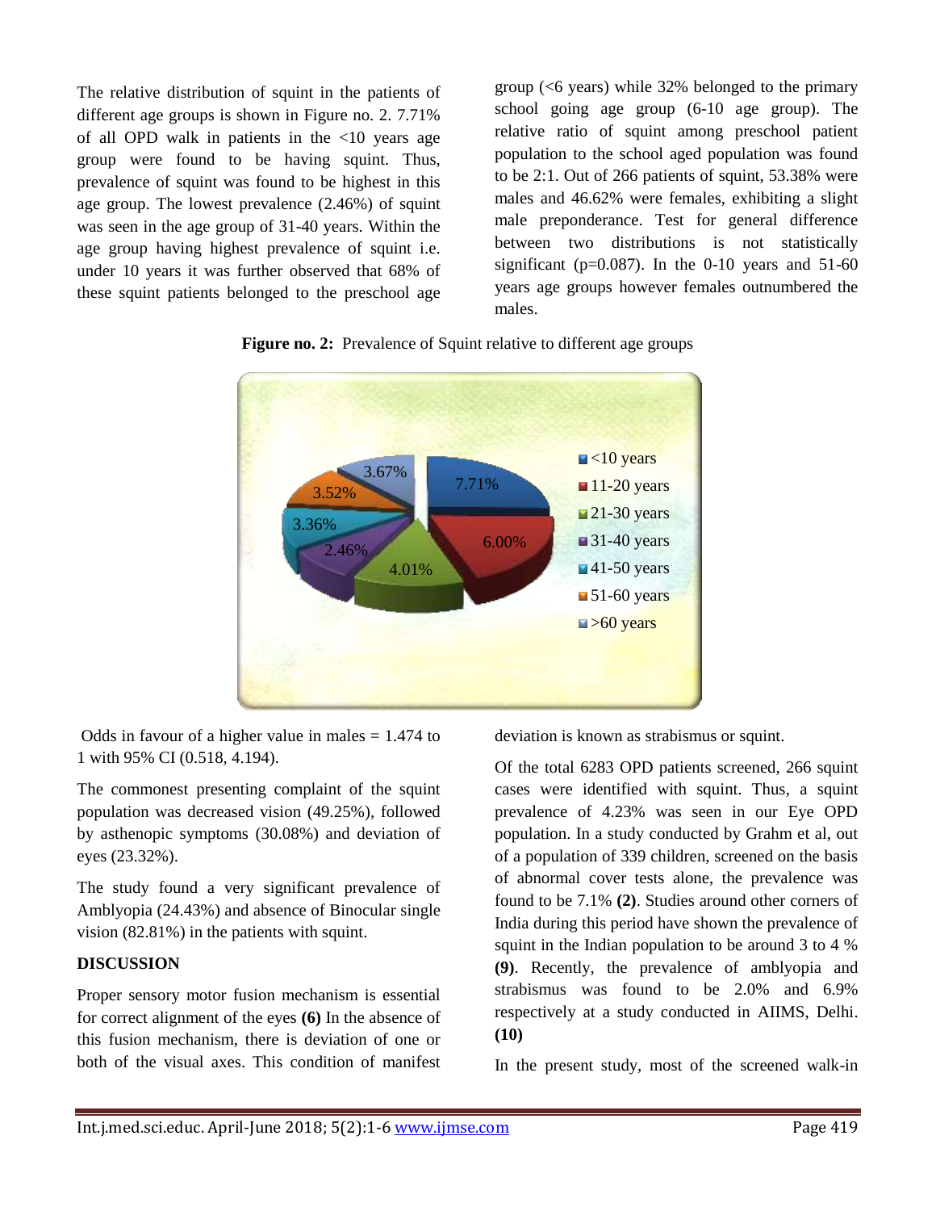The relative distribution of squint in the patients of different age groups is shown in Figure no. 2. 7.71% of all OPD walk in patients in the <10 years age group were found to be having squint. Thus, prevalence of squint was found to be highest in this age group. The lowest prevalence (2.46%) of squint was seen in the age group of 31-40 years. Within the age group having highest prevalence of squint i.e. under 10 years it was further observed that 68% of these squint patients belonged to the preschool age group (<6 years) while 32% belonged to the primary school going age group (6-10 age group). The relative ratio of squint among preschool patient population to the school aged population was found to be 2:1. Out of 266 patients of squint, 53.38% were males and 46.62% were females, exhibiting a slight male preponderance. Test for general difference between two distributions is not statistically significant (p=0.087). In the 0-10 years and 51-60 years age groups however females outnumbered the males.

**Figure no. 2:** Prevalence of Squint relative to different age groups

| Age group | Prevalence |
|---|---|
| <10 years | 7.71% |
| 11-20 years | 6.00% |
| 21-30 years | 4.01% |
| 31-40 years | 2.46% |
| 41-50 years | 3.36% |
| 51-60 years | 3.52% |
| >60 years | 3.67% |

Odds in favour of a higher value in males = 1.474 to 1 with 95% CI (0.518, 4.194).

The commonest presenting complaint of the squint population was decreased vision (49.25%), followed by asthenopic symptoms (30.08%) and deviation of eyes (23.32%).

The study found a very significant prevalence of Amblyopia (24.43%) and absence of Binocular single vision (82.81%) in the patients with squint.

## DISCUSSION

Proper sensory motor fusion mechanism is essential for correct alignment of the eyes **(6)** In the absence of this fusion mechanism, there is deviation of one or both of the visual axes. This condition of manifest deviation is known as strabismus or squint.

Of the total 6283 OPD patients screened, 266 squint cases were identified with squint. Thus, a squint prevalence of 4.23% was seen in our Eye OPD population. In a study conducted by Grahm et al, out of a population of 339 children, screened on the basis of abnormal cover tests alone, the prevalence was found to be 7.1% **(2)**. Studies around other corners of India during this period have shown the prevalence of squint in the Indian population to be around 3 to 4 % **(9)**. Recently, the prevalence of amblyopia and strabismus was found to be 2.0% and 6.9% respectively at a study conducted in AIIMS, Delhi. **(10)**

In the present study, most of the screened walk-in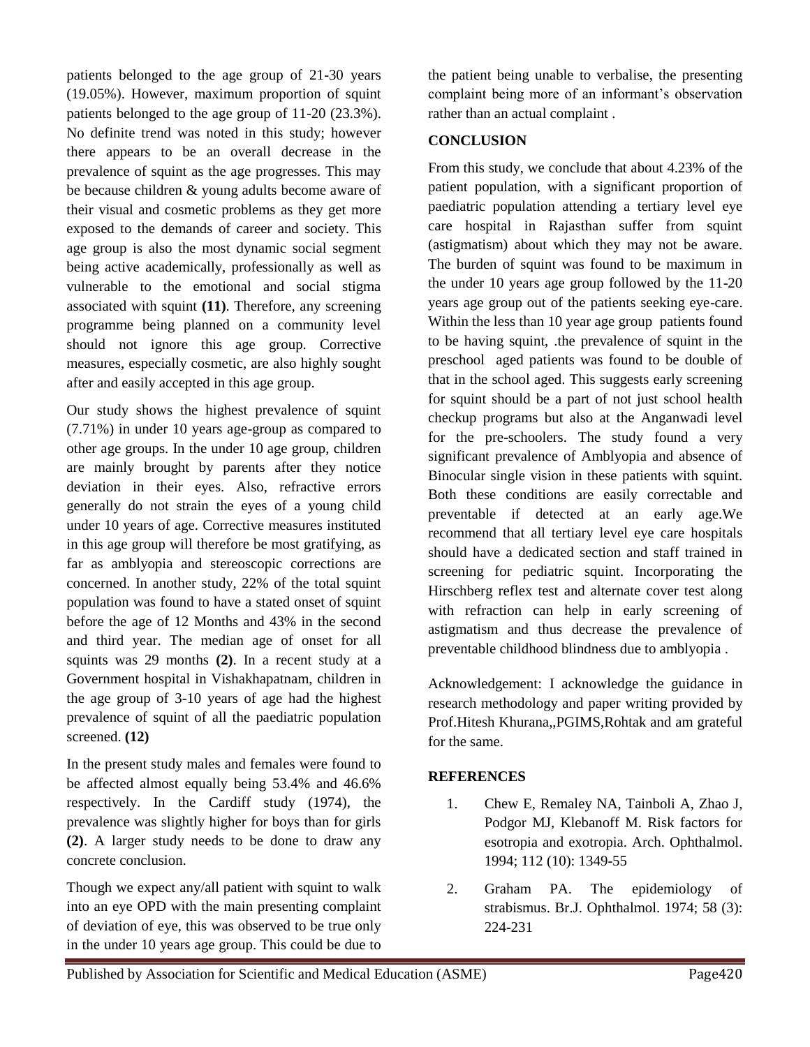patients belonged to the age group of 21-30 years (19.05%). However, maximum proportion of squint patients belonged to the age group of 11-20 (23.3%). No definite trend was noted in this study; however there appears to be an overall decrease in the prevalence of squint as the age progresses. This may be because children & young adults become aware of their visual and cosmetic problems as they get more exposed to the demands of career and society. This age group is also the most dynamic social segment being active academically, professionally as well as vulnerable to the emotional and social stigma associated with squint **(11)**. Therefore, any screening programme being planned on a community level should not ignore this age group. Corrective measures, especially cosmetic, are also highly sought after and easily accepted in this age group.

Our study shows the highest prevalence of squint (7.71%) in under 10 years age-group as compared to other age groups. In the under 10 age group, children are mainly brought by parents after they notice deviation in their eyes. Also, refractive errors generally do not strain the eyes of a young child under 10 years of age. Corrective measures instituted in this age group will therefore be most gratifying, as far as amblyopia and stereoscopic corrections are concerned. In another study, 22% of the total squint population was found to have a stated onset of squint before the age of 12 Months and 43% in the second and third year. The median age of onset for all squints was 29 months **(2)**. In a recent study at a Government hospital in Vishakhapatnam, children in the age group of 3-10 years of age had the highest prevalence of squint of all the paediatric population screened. **(12)**

In the present study males and females were found to be affected almost equally being 53.4% and 46.6% respectively. In the Cardiff study (1974), the prevalence was slightly higher for boys than for girls **(2)**. A larger study needs to be done to draw any concrete conclusion.

Though we expect any/all patient with squint to walk into an eye OPD with the main presenting complaint of deviation of eye, this was observed to be true only in the under 10 years age group. This could be due to the patient being unable to verbalise, the presenting complaint being more of an informant's observation rather than an actual complaint .

## CONCLUSION

From this study, we conclude that about 4.23% of the patient population, with a significant proportion of paediatric population attending a tertiary level eye care hospital in Rajasthan suffer from squint (astigmatism) about which they may not be aware. The burden of squint was found to be maximum in the under 10 years age group followed by the 11-20 years age group out of the patients seeking eye-care. Within the less than 10 year age group patients found to be having squint, .the prevalence of squint in the preschool aged patients was found to be double of that in the school aged. This suggests early screening for squint should be a part of not just school health checkup programs but also at the Anganwadi level for the pre-schoolers. The study found a very significant prevalence of Amblyopia and absence of Binocular single vision in these patients with squint. Both these conditions are easily correctable and preventable if detected at an early age.We recommend that all tertiary level eye care hospitals should have a dedicated section and staff trained in screening for pediatric squint. Incorporating the Hirschberg reflex test and alternate cover test along with refraction can help in early screening of astigmatism and thus decrease the prevalence of preventable childhood blindness due to amblyopia .

Acknowledgement: I acknowledge the guidance in research methodology and paper writing provided by Prof.Hitesh Khurana,,PGIMS,Rohtak and am grateful for the same.

## REFERENCES

1. Chew E, Remaley NA, Tainboli A, Zhao J, Podgor MJ, Klebanoff M. Risk factors for esotropia and exotropia. Arch. Ophthalmol. 1994; 112 (10): 1349-55
2. Graham PA. The epidemiology of strabismus. Br.J. Ophthalmol. 1974; 58 (3): 224-231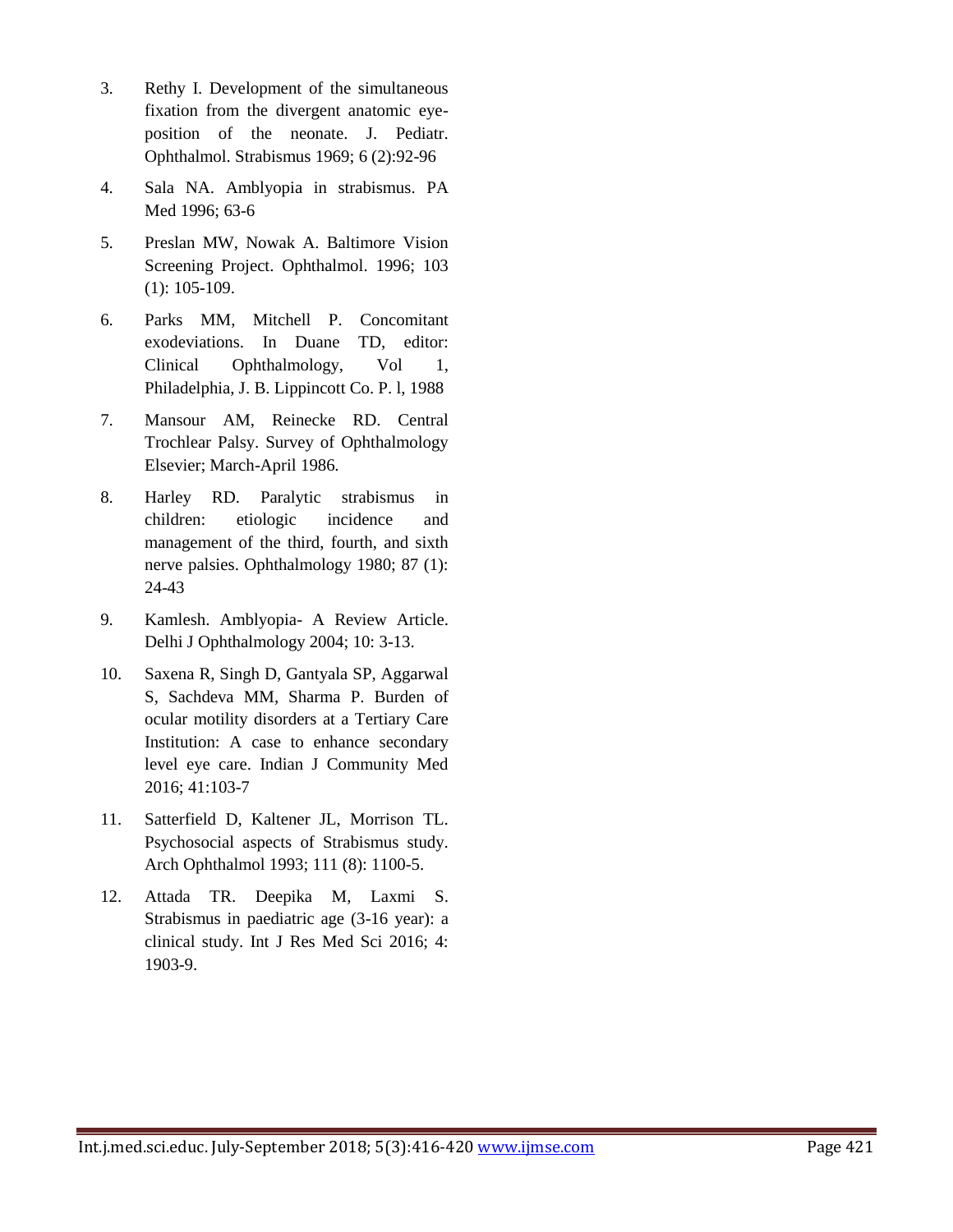3. Rethy I. Development of the simultaneous fixation from the divergent anatomic eye-position of the neonate. J. Pediatr. Ophthalmol. Strabismus 1969; 6 (2):92-96

4. Sala NA. Amblyopia in strabismus. PA Med 1996; 63-6

5. Preslan MW, Nowak A. Baltimore Vision Screening Project. Ophthalmol. 1996; 103 (1): 105-109.

6. Parks MM, Mitchell P. Concomitant exodeviations. In Duane TD, editor: Clinical Ophthalmology, Vol 1, Philadelphia, J. B. Lippincott Co. P. l, 1988

7. Mansour AM, Reinecke RD. Central Trochlear Palsy. Survey of Ophthalmology Elsevier; March-April 1986.

8. Harley RD. Paralytic strabismus in children: etiologic incidence and management of the third, fourth, and sixth nerve palsies. Ophthalmology 1980; 87 (1): 24-43

9. Kamlesh. Amblyopia- A Review Article. Delhi J Ophthalmology 2004; 10: 3-13.

10. Saxena R, Singh D, Gantyala SP, Aggarwal S, Sachdeva MM, Sharma P. Burden of ocular motility disorders at a Tertiary Care Institution: A case to enhance secondary level eye care. Indian J Community Med 2016; 41:103-7

11. Satterfield D, Kaltener JL, Morrison TL. Psychosocial aspects of Strabismus study. Arch Ophthalmol 1993; 111 (8): 1100-5.

12. Attada TR. Deepika M, Laxmi S. Strabismus in paediatric age (3-16 year): a clinical study. Int J Res Med Sci 2016; 4: 1903-9.